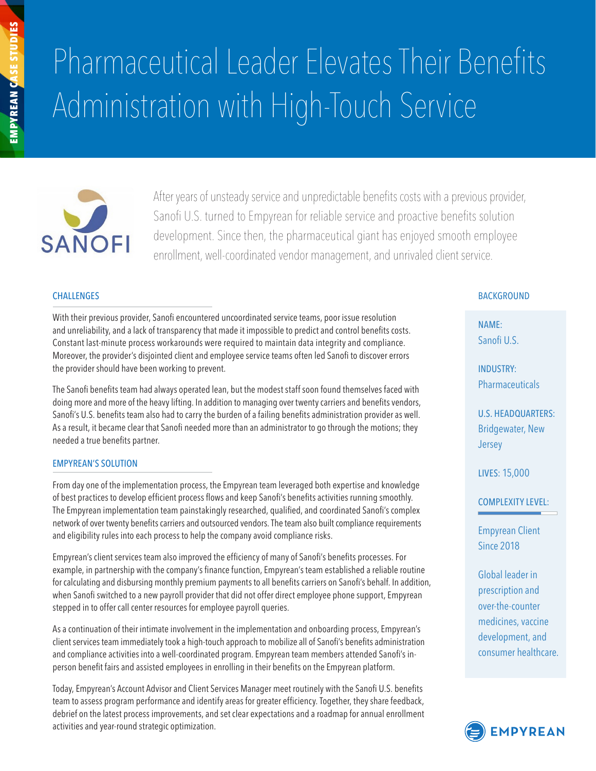# Pharmaceutical Leader Elevates Their Benefits Administration with High-Touch Service

After years of unsteady service and unpredictable benefits costs with a previous provider, Sanofi U.S. turned to Empyrean for reliable service and proactive benefits solution development. Since then, the pharmaceutical giant has enjoyed smooth employee enrollment, well-coordinated vendor management, and unrivaled client service.

## CHALLENGES

With their previous provider, Sanofi encountered uncoordinated service teams, poor issue resolution and unreliability, and a lack of transparency that made it impossible to predict and control benefits costs. Constant last-minute process workarounds were required to maintain data integrity and compliance. Moreover, the provider's disjointed client and employee service teams often led Sanofi to discover errors the provider should have been working to prevent.

The Sanofi benefits team had always operated lean, but the modest staff soon found themselves faced with doing more and more of the heavy lifting. In addition to managing over twenty carriers and benefits vendors, Sanofi's U.S. benefits team also had to carry the burden of a failing benefits administration provider as well. As a result, it became clear that Sanofi needed more than an administrator to go through the motions; they needed a true benefits partner.

## EMPYREAN'S SOLUTION

From day one of the implementation process, the Empyrean team leveraged both expertise and knowledge of best practices to develop efficient process flows and keep Sanofi's benefits activities running smoothly. The Empyrean implementation team painstakingly researched, qualified, and coordinated Sanofi's complex network of over twenty benefits carriers and outsourced vendors. The team also built compliance requirements and eligibility rules into each process to help the company avoid compliance risks.

Empyrean's client services team also improved the efficiency of many of Sanofi's benefits processes. For example, in partnership with the company's finance function, Empyrean's team established a reliable routine for calculating and disbursing monthly premium payments to all benefits carriers on Sanofi's behalf. In addition, when Sanofi switched to a new payroll provider that did not offer direct employee phone support, Empyrean stepped in to offer call center resources for employee payroll queries.

As a continuation of their intimate involvement in the implementation and onboarding process, Empyrean's client services team immediately took a high-touch approach to mobilize all of Sanofi's benefits administration and compliance activities into a well-coordinated program. Empyrean team members attended Sanofi's in-person benefit fairs and assisted employees in enrolling in their benefits on the Empyrean platform.

Today, Empyrean's Account Advisor and Client Services Manager meet routinely with the Sanofi U.S. benefits team to assess program performance and identify areas for greater efficiency. Together, they share feedback, debrief on the latest process improvements, and set clear expectations and a roadmap for annual enrollment activities and year-round strategic optimization.

## BACKGROUND

**NAME:** Sanofi U.S.

**INDUSTRY:** Pharmaceuticals

**U.S. HEADQUARTERS:** Bridgewater, New Jersey

**LIVES:** 15,000

**COMPLEXITY LEVEL:**

Empyrean Client Since 2018

Global leader in prescription and over-the-counter medicines, vaccine development, and consumer healthcare.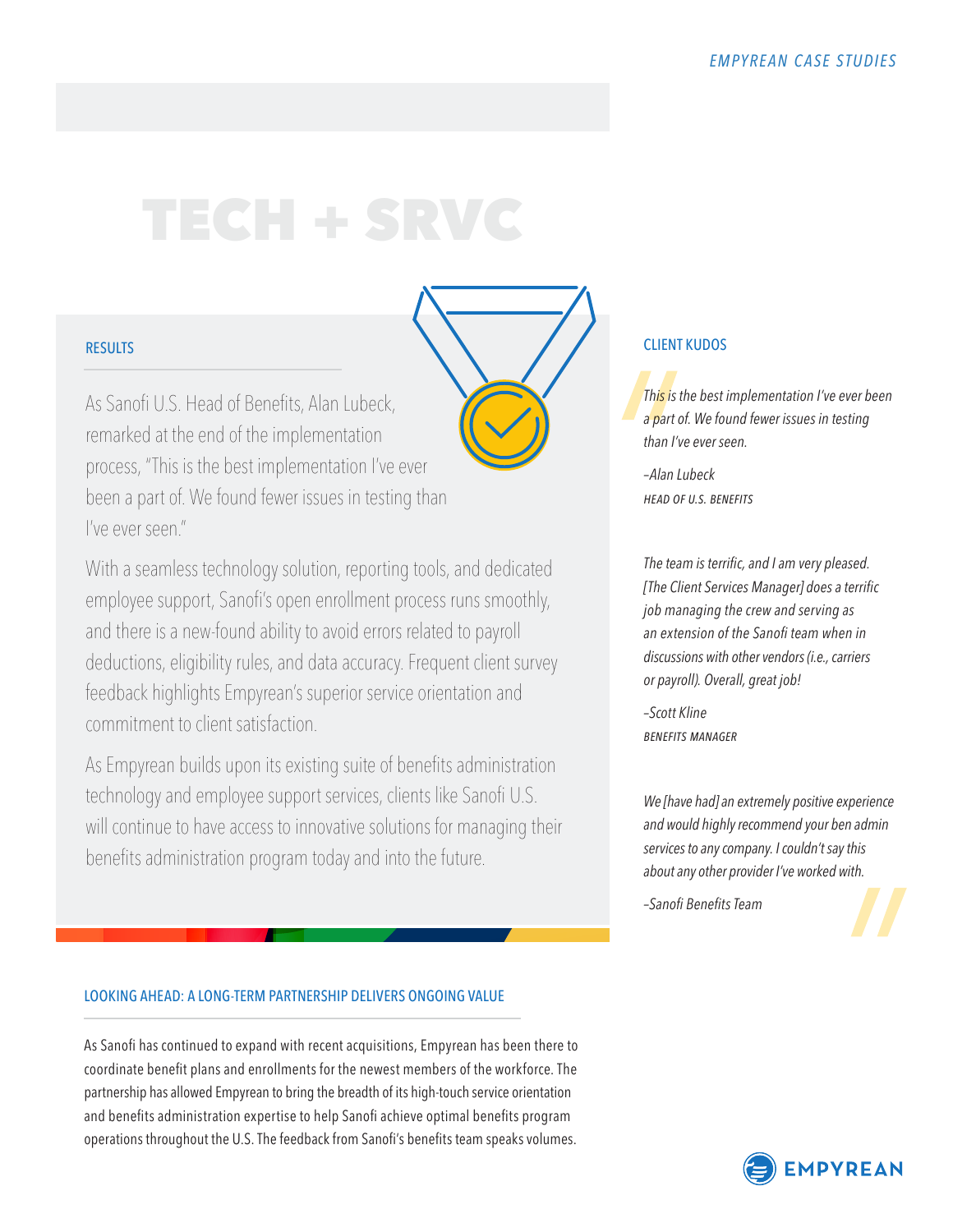# TECH + SRVC

## RESULTS

As Sanofi U.S. Head of Benefits, Alan Lubeck, remarked at the end of the implementation process, "This is the best implementation I've ever been a part of. We found fewer issues in testing than I've ever seen."

With a seamless technology solution, reporting tools, and dedicated employee support, Sanofi's open enrollment process runs smoothly, and there is a new-found ability to avoid errors related to payroll deductions, eligibility rules, and data accuracy. Frequent client survey feedback highlights Empyrean's superior service orientation and commitment to client satisfaction.

As Empyrean builds upon its existing suite of benefits administration technology and employee support services, clients like Sanofi U.S. will continue to have access to innovative solutions for managing their benefits administration program today and into the future.

## CLIENT KUDOS

*This is the best implementation I've ever been a part of. We found fewer issues in testing than I've ever seen.*

*–Alan Lubeck*
*HEAD OF U.S. BENEFITS*

*The team is terrific, and I am very pleased. [The Client Services Manager] does a terrific job managing the crew and serving as an extension of the Sanofi team when in discussions with other vendors (i.e., carriers or payroll). Overall, great job!*

*–Scott Kline*
*BENEFITS MANAGER*

*We [have had] an extremely positive experience and would highly recommend your ben admin services to any company. I couldn't say this about any other provider I've worked with.*

*–Sanofi Benefits Team*

## LOOKING AHEAD: A LONG-TERM PARTNERSHIP DELIVERS ONGOING VALUE

As Sanofi has continued to expand with recent acquisitions, Empyrean has been there to coordinate benefit plans and enrollments for the newest members of the workforce. The partnership has allowed Empyrean to bring the breadth of its high-touch service orientation and benefits administration expertise to help Sanofi achieve optimal benefits program operations throughout the U.S. The feedback from Sanofi's benefits team speaks volumes.

EMPYREAN